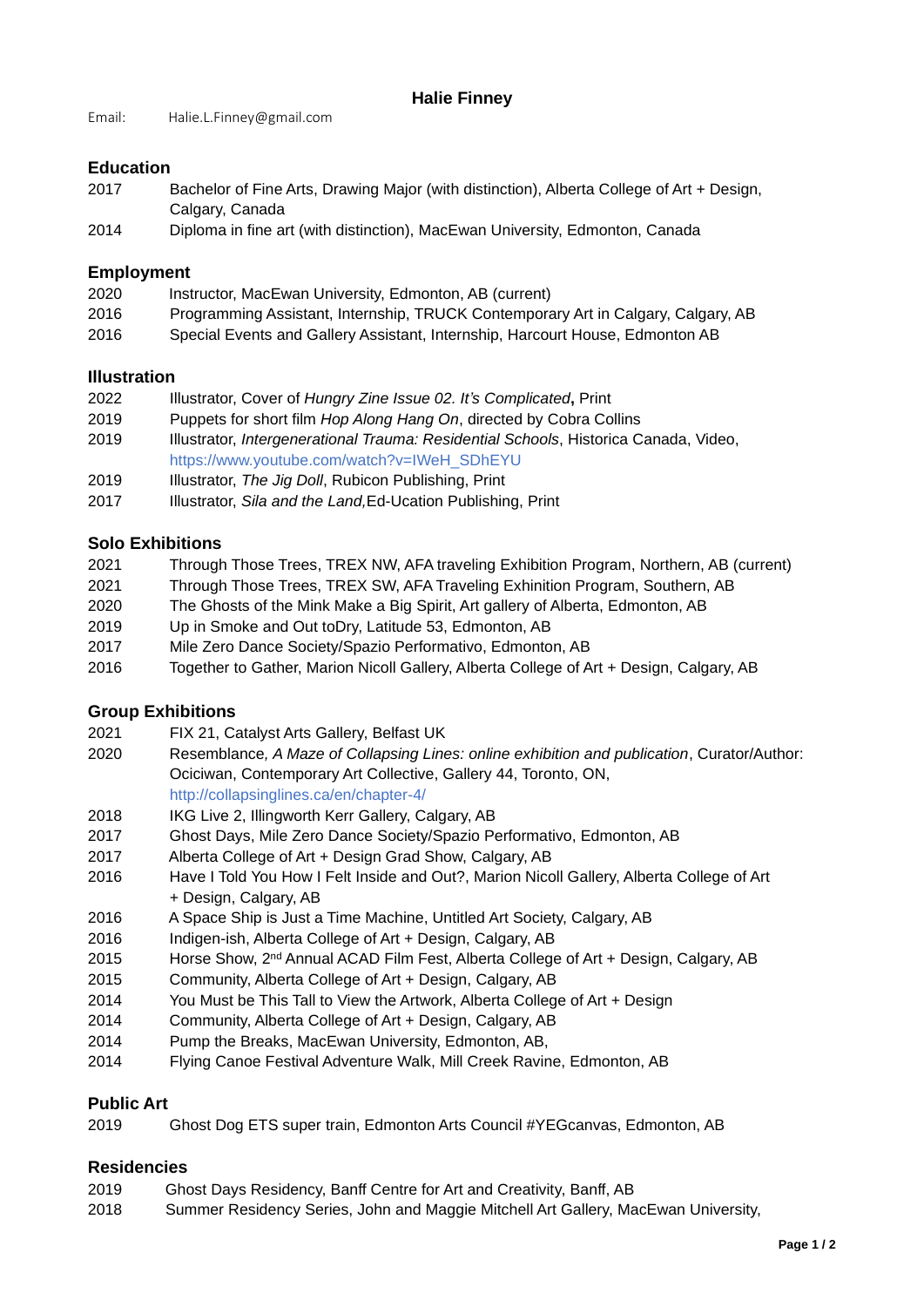# Halie Finney

Email: Halie.L.Finney@gmail.com

## Education

2017 Bachelor of Fine Arts, Drawing Major (with distinction), Alberta College of Art + Design, Calgary, Canada

2014 Diploma in fine art (with distinction), MacEwan University, Edmonton, Canada

## Employment

2020 Instructor, MacEwan University, Edmonton, AB (current)

2016 Programming Assistant, Internship, TRUCK Contemporary Art in Calgary, Calgary, AB

2016 Special Events and Gallery Assistant, Internship, Harcourt House, Edmonton AB

## Illustration

2022 Illustrator, Cover of *Hungry Zine Issue 02. It's Complicated***,** Print

2019 Puppets for short film *Hop Along Hang On*, directed by Cobra Collins

2019 Illustrator, *Intergenerational Trauma: Residential Schools*, Historica Canada, Video, https://www.youtube.com/watch?v=IWeH_SDhEYU

2019 Illustrator, *The Jig Doll*, Rubicon Publishing, Print

2017 Illustrator, *Sila and the Land,*Ed-Ucation Publishing, Print

## Solo Exhibitions

2021 Through Those Trees, TREX NW, AFA traveling Exhibition Program, Northern, AB (current)

2021 Through Those Trees, TREX SW, AFA Traveling Exhinition Program, Southern, AB

2020 The Ghosts of the Mink Make a Big Spirit, Art gallery of Alberta, Edmonton, AB

2019 Up in Smoke and Out toDry, Latitude 53, Edmonton, AB

2017 Mile Zero Dance Society/Spazio Performativo, Edmonton, AB

2016 Together to Gather, Marion Nicoll Gallery, Alberta College of Art + Design, Calgary, AB

## Group Exhibitions

2021 FIX 21, Catalyst Arts Gallery, Belfast UK

2020 Resemblance*, A Maze of Collapsing Lines: online exhibition and publication*, Curator/Author: Ociciwan, Contemporary Art Collective, Gallery 44, Toronto, ON, http://collapsinglines.ca/en/chapter-4/

2018 IKG Live 2, Illingworth Kerr Gallery, Calgary, AB

2017 Ghost Days, Mile Zero Dance Society/Spazio Performativo, Edmonton, AB

2017 Alberta College of Art + Design Grad Show, Calgary, AB

2016 Have I Told You How I Felt Inside and Out?, Marion Nicoll Gallery, Alberta College of Art + Design, Calgary, AB

2016 A Space Ship is Just a Time Machine, Untitled Art Society, Calgary, AB

2016 Indigen-ish, Alberta College of Art + Design, Calgary, AB

2015 Horse Show, 2nd Annual ACAD Film Fest, Alberta College of Art + Design, Calgary, AB

2015 Community, Alberta College of Art + Design, Calgary, AB

2014 You Must be This Tall to View the Artwork, Alberta College of Art + Design

2014 Community, Alberta College of Art + Design, Calgary, AB

2014 Pump the Breaks, MacEwan University, Edmonton, AB,

2014 Flying Canoe Festival Adventure Walk, Mill Creek Ravine, Edmonton, AB

## Public Art

2019 Ghost Dog ETS super train, Edmonton Arts Council #YEGcanvas, Edmonton, AB

## Residencies

2019 Ghost Days Residency, Banff Centre for Art and Creativity, Banff, AB

2018 Summer Residency Series, John and Maggie Mitchell Art Gallery, MacEwan University,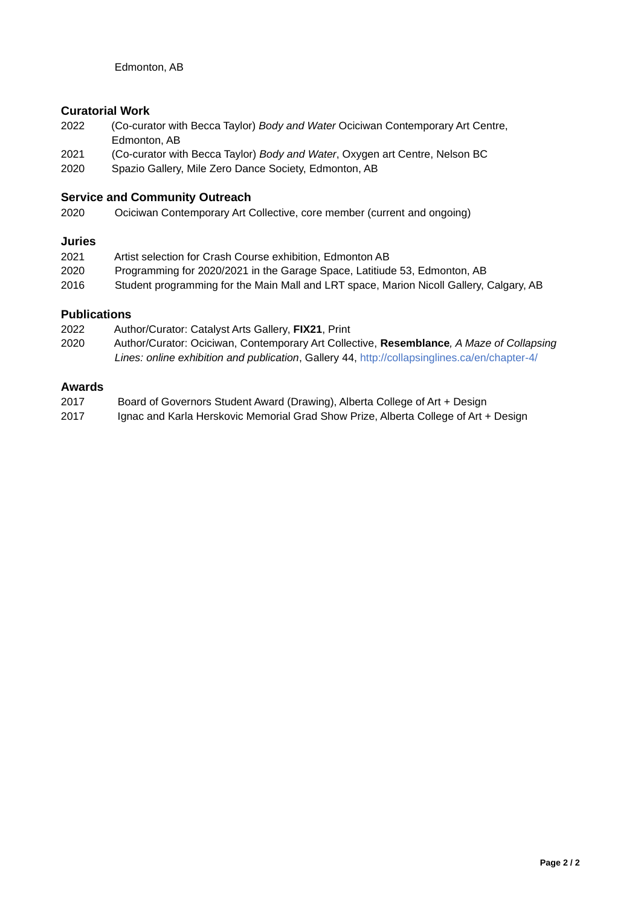Edmonton, AB

## Curatorial Work

2022 (Co-curator with Becca Taylor) *Body and Water* Ociciwan Contemporary Art Centre, Edmonton, AB

2021 (Co-curator with Becca Taylor) *Body and Water*, Oxygen art Centre, Nelson BC

2020 Spazio Gallery, Mile Zero Dance Society, Edmonton, AB

## Service and Community Outreach

2020 Ociciwan Contemporary Art Collective, core member (current and ongoing)

## Juries

2021 Artist selection for Crash Course exhibition, Edmonton AB

2020 Programming for 2020/2021 in the Garage Space, Latitiude 53, Edmonton, AB

2016 Student programming for the Main Mall and LRT space, Marion Nicoll Gallery, Calgary, AB

## Publications

2022 Author/Curator: Catalyst Arts Gallery, **FIX21**, Print

2020 Author/Curator: Ociciwan, Contemporary Art Collective, **Resemblance**, *A Maze of Collapsing Lines: online exhibition and publication*, Gallery 44, http://collapsinglines.ca/en/chapter-4/

## Awards

2017 Board of Governors Student Award (Drawing), Alberta College of Art + Design

2017 Ignac and Karla Herskovic Memorial Grad Show Prize, Alberta College of Art + Design